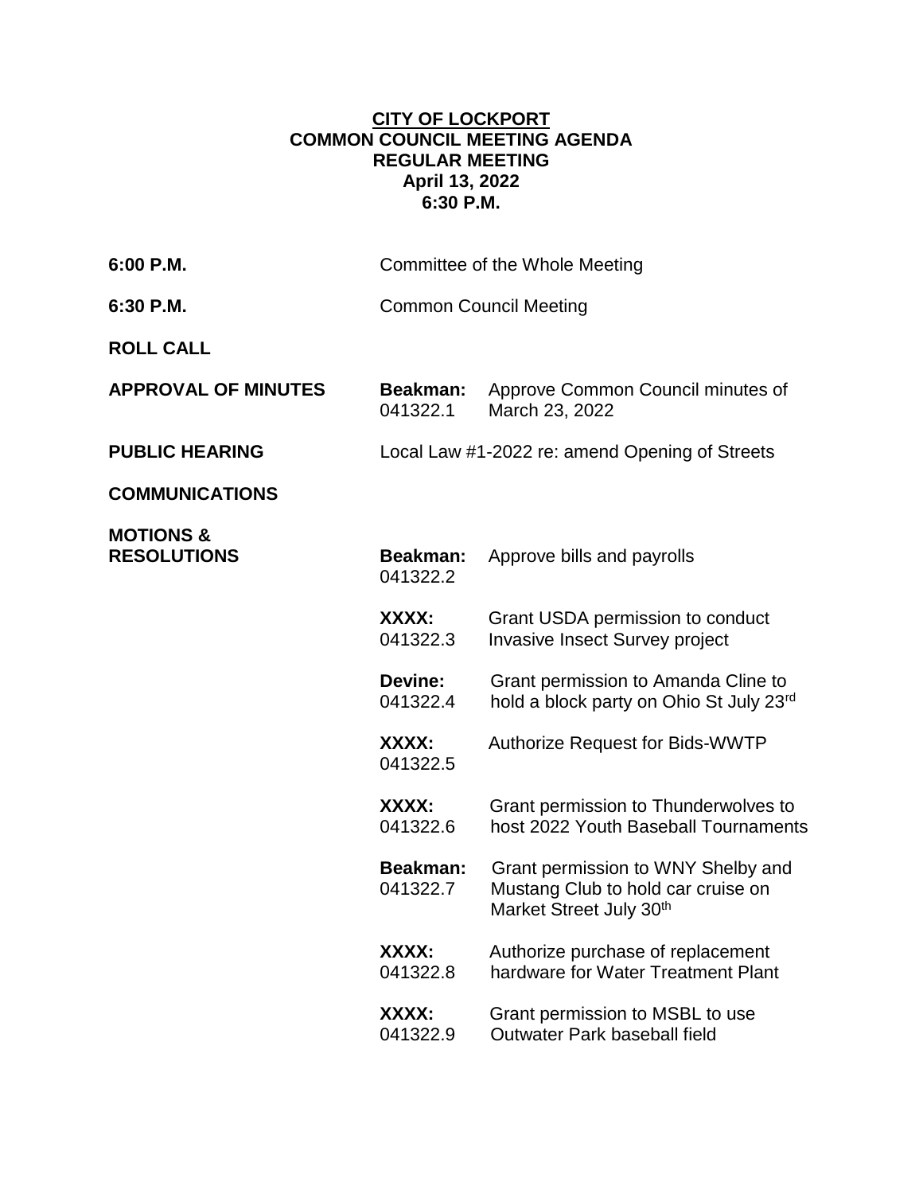# CITY OF LOCKPORT
## COMMON COUNCIL MEETING AGENDA
## REGULAR MEETING
## April 13, 2022
## 6:30 P.M.

| | | |
|---|---|---|
| **6:00 P.M.** | Committee of the Whole Meeting | |
| **6:30 P.M.** | Common Council Meeting | |
| **ROLL CALL** | | |
| **APPROVAL OF MINUTES** | **Beakman:** 041322.1 | Approve Common Council minutes of March 23, 2022 |
| **PUBLIC HEARING** | Local Law #1-2022 re: amend Opening of Streets | |
| **COMMUNICATIONS** | | |
| **MOTIONS & RESOLUTIONS** | **Beakman:** 041322.2 | Approve bills and payrolls |
| | **XXXX:** 041322.3 | Grant USDA permission to conduct Invasive Insect Survey project |
| | **Devine:** 041322.4 | Grant permission to Amanda Cline to hold a block party on Ohio St July 23rd |
| | **XXXX:** 041322.5 | Authorize Request for Bids-WWTP |
| | **XXXX:** 041322.6 | Grant permission to Thunderwolves to host 2022 Youth Baseball Tournaments |
| | **Beakman:** 041322.7 | Grant permission to WNY Shelby and Mustang Club to hold car cruise on Market Street July 30th |
| | **XXXX:** 041322.8 | Authorize purchase of replacement hardware for Water Treatment Plant |
| | **XXXX:** 041322.9 | Grant permission to MSBL to use Outwater Park baseball field |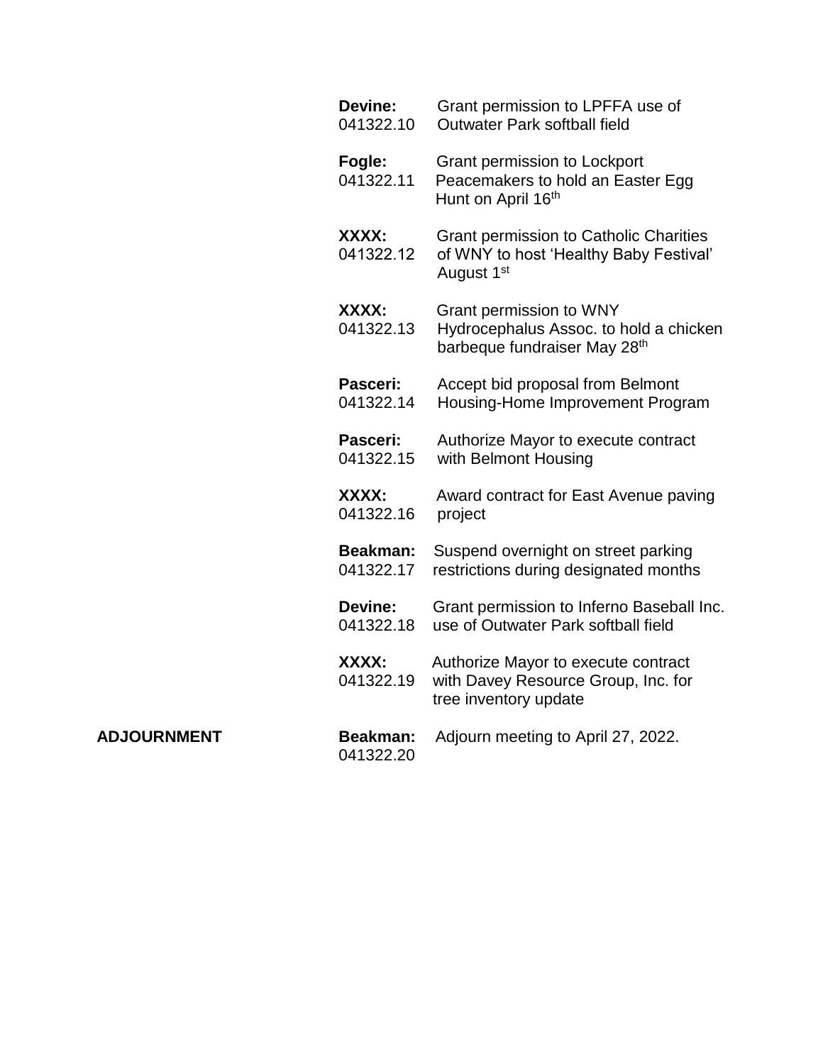| | | |
|---|---|---|
| | **Devine:** 041322.10 | Grant permission to LPFFA use of Outwater Park softball field |
| | **Fogle:** 041322.11 | Grant permission to Lockport Peacemakers to hold an Easter Egg Hunt on April 16th |
| | **XXXX:** 041322.12 | Grant permission to Catholic Charities of WNY to host 'Healthy Baby Festival' August 1st |
| | **XXXX:** 041322.13 | Grant permission to WNY Hydrocephalus Assoc. to hold a chicken barbeque fundraiser May 28th |
| | **Pasceri:** 041322.14 | Accept bid proposal from Belmont Housing-Home Improvement Program |
| | **Pasceri:** 041322.15 | Authorize Mayor to execute contract with Belmont Housing |
| | **XXXX:** 041322.16 | Award contract for East Avenue paving project |
| | **Beakman:** 041322.17 | Suspend overnight on street parking restrictions during designated months |
| | **Devine:** 041322.18 | Grant permission to Inferno Baseball Inc. use of Outwater Park softball field |
| | **XXXX:** 041322.19 | Authorize Mayor to execute contract with Davey Resource Group, Inc. for tree inventory update |
| **ADJOURNMENT** | **Beakman:** 041322.20 | Adjourn meeting to April 27, 2022. |